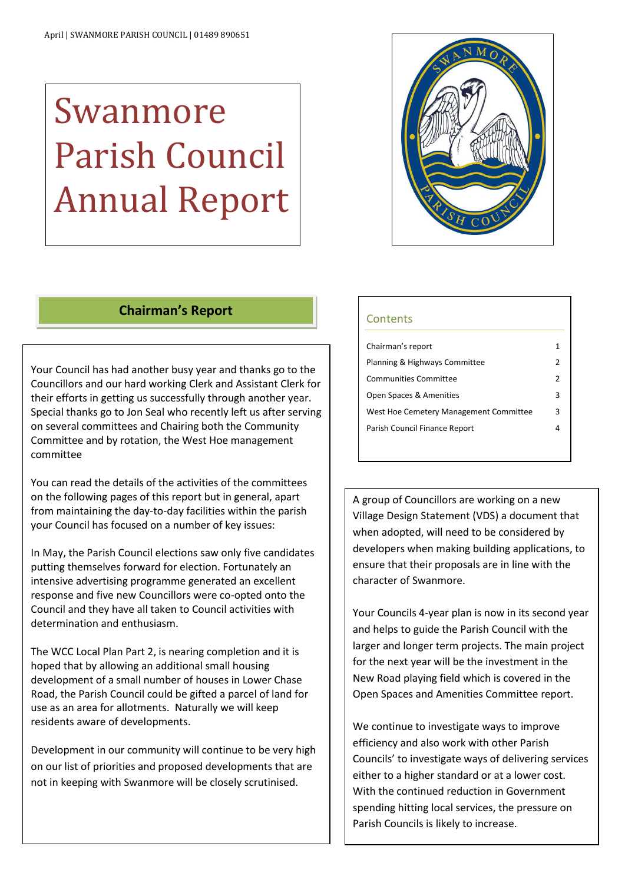# Swanmore Parish Council Annual Report

## Contents

| Section | Page |
|---|---|
| Chairman's report | 1 |
| Planning & Highways Committee | 2 |
| Communities Committee | 2 |
| Open Spaces & Amenities | 3 |
| West Hoe Cemetery Management Committee | 3 |
| Parish Council Finance Report | 4 |

## Chairman's Report

Your Council has had another busy year and thanks go to the Councillors and our hard working Clerk and Assistant Clerk for their efforts in getting us successfully through another year. Special thanks go to Jon Seal who recently left us after serving on several committees and Chairing both the Community Committee and by rotation, the West Hoe management committee

You can read the details of the activities of the committees on the following pages of this report but in general, apart from maintaining the day-to-day facilities within the parish your Council has focused on a number of key issues:

In May, the Parish Council elections saw only five candidates putting themselves forward for election. Fortunately an intensive advertising programme generated an excellent response and five new Councillors were co-opted onto the Council and they have all taken to Council activities with determination and enthusiasm.

The WCC Local Plan Part 2, is nearing completion and it is hoped that by allowing an additional small housing development of a small number of houses in Lower Chase Road, the Parish Council could be gifted a parcel of land for use as an area for allotments. Naturally we will keep residents aware of developments.

Development in our community will continue to be very high on our list of priorities and proposed developments that are not in keeping with Swanmore will be closely scrutinised.

A group of Councillors are working on a new Village Design Statement (VDS) a document that when adopted, will need to be considered by developers when making building applications, to ensure that their proposals are in line with the character of Swanmore.

Your Councils 4-year plan is now in its second year and helps to guide the Parish Council with the larger and longer term projects. The main project for the next year will be the investment in the New Road playing field which is covered in the Open Spaces and Amenities Committee report.

We continue to investigate ways to improve efficiency and also work with other Parish Councils' to investigate ways of delivering services either to a higher standard or at a lower cost. With the continued reduction in Government spending hitting local services, the pressure on Parish Councils is likely to increase.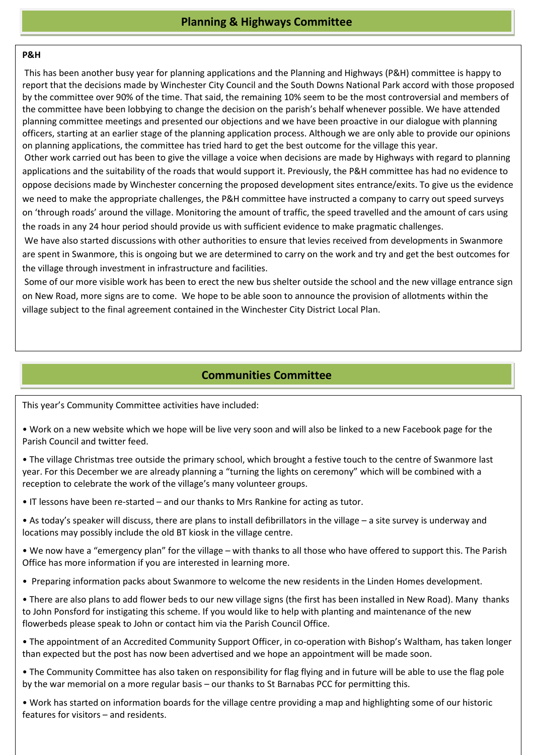## Planning & Highways Committee

**P&H**

This has been another busy year for planning applications and the Planning and Highways (P&H) committee is happy to report that the decisions made by Winchester City Council and the South Downs National Park accord with those proposed by the committee over 90% of the time. That said, the remaining 10% seem to be the most controversial and members of the committee have been lobbying to change the decision on the parish's behalf whenever possible. We have attended planning committee meetings and presented our objections and we have been proactive in our dialogue with planning officers, starting at an earlier stage of the planning application process. Although we are only able to provide our opinions on planning applications, the committee has tried hard to get the best outcome for the village this year.

Other work carried out has been to give the village a voice when decisions are made by Highways with regard to planning applications and the suitability of the roads that would support it. Previously, the P&H committee has had no evidence to oppose decisions made by Winchester concerning the proposed development sites entrance/exits. To give us the evidence we need to make the appropriate challenges, the P&H committee have instructed a company to carry out speed surveys on 'through roads' around the village. Monitoring the amount of traffic, the speed travelled and the amount of cars using the roads in any 24 hour period should provide us with sufficient evidence to make pragmatic challenges.

We have also started discussions with other authorities to ensure that levies received from developments in Swanmore are spent in Swanmore, this is ongoing but we are determined to carry on the work and try and get the best outcomes for the village through investment in infrastructure and facilities.

Some of our more visible work has been to erect the new bus shelter outside the school and the new village entrance sign on New Road, more signs are to come. We hope to be able soon to announce the provision of allotments within the village subject to the final agreement contained in the Winchester City District Local Plan.

## Communities Committee

This year's Community Committee activities have included:

- Work on a new website which we hope will be live very soon and will also be linked to a new Facebook page for the Parish Council and twitter feed.
- The village Christmas tree outside the primary school, which brought a festive touch to the centre of Swanmore last year. For this December we are already planning a "turning the lights on ceremony" which will be combined with a reception to celebrate the work of the village's many volunteer groups.
- IT lessons have been re-started – and our thanks to Mrs Rankine for acting as tutor.
- As today's speaker will discuss, there are plans to install defibrillators in the village – a site survey is underway and locations may possibly include the old BT kiosk in the village centre.
- We now have a "emergency plan" for the village – with thanks to all those who have offered to support this. The Parish Office has more information if you are interested in learning more.
- Preparing information packs about Swanmore to welcome the new residents in the Linden Homes development.
- There are also plans to add flower beds to our new village signs (the first has been installed in New Road). Many thanks to John Ponsford for instigating this scheme. If you would like to help with planting and maintenance of the new flowerbeds please speak to John or contact him via the Parish Council Office.
- The appointment of an Accredited Community Support Officer, in co-operation with Bishop's Waltham, has taken longer than expected but the post has now been advertised and we hope an appointment will be made soon.
- The Community Committee has also taken on responsibility for flag flying and in future will be able to use the flag pole by the war memorial on a more regular basis – our thanks to St Barnabas PCC for permitting this.
- Work has started on information boards for the village centre providing a map and highlighting some of our historic features for visitors – and residents.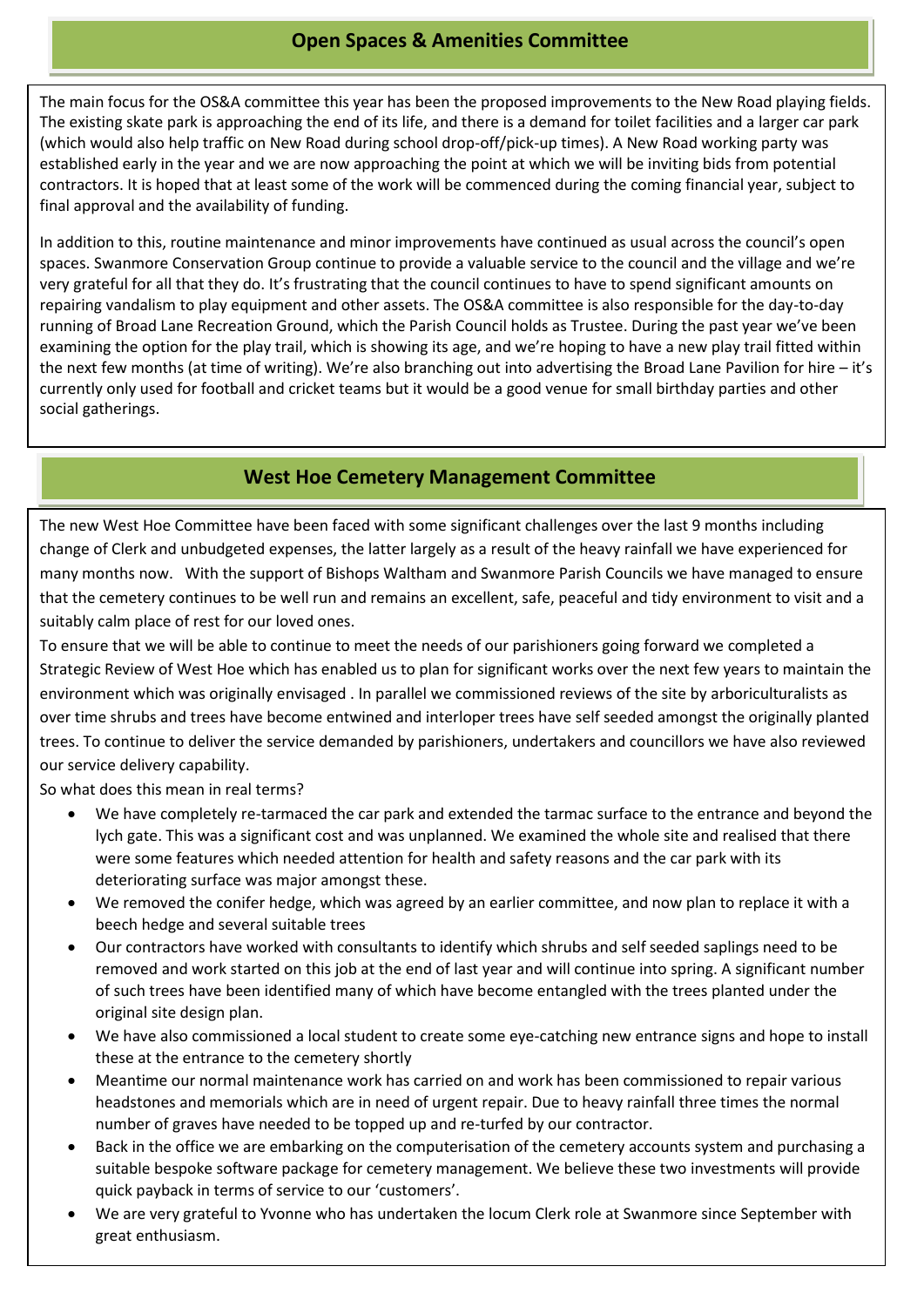## Open Spaces & Amenities Committee

The main focus for the OS&A committee this year has been the proposed improvements to the New Road playing fields. The existing skate park is approaching the end of its life, and there is a demand for toilet facilities and a larger car park (which would also help traffic on New Road during school drop-off/pick-up times). A New Road working party was established early in the year and we are now approaching the point at which we will be inviting bids from potential contractors. It is hoped that at least some of the work will be commenced during the coming financial year, subject to final approval and the availability of funding.

In addition to this, routine maintenance and minor improvements have continued as usual across the council's open spaces. Swanmore Conservation Group continue to provide a valuable service to the council and the village and we're very grateful for all that they do. It's frustrating that the council continues to have to spend significant amounts on repairing vandalism to play equipment and other assets. The OS&A committee is also responsible for the day-to-day running of Broad Lane Recreation Ground, which the Parish Council holds as Trustee. During the past year we've been examining the option for the play trail, which is showing its age, and we're hoping to have a new play trail fitted within the next few months (at time of writing). We're also branching out into advertising the Broad Lane Pavilion for hire – it's currently only used for football and cricket teams but it would be a good venue for small birthday parties and other social gatherings.

## West Hoe Cemetery Management Committee

The new West Hoe Committee have been faced with some significant challenges over the last 9 months including change of Clerk and unbudgeted expenses, the latter largely as a result of the heavy rainfall we have experienced for many months now. With the support of Bishops Waltham and Swanmore Parish Councils we have managed to ensure that the cemetery continues to be well run and remains an excellent, safe, peaceful and tidy environment to visit and a suitably calm place of rest for our loved ones.

To ensure that we will be able to continue to meet the needs of our parishioners going forward we completed a Strategic Review of West Hoe which has enabled us to plan for significant works over the next few years to maintain the environment which was originally envisaged . In parallel we commissioned reviews of the site by arboriculturalists as over time shrubs and trees have become entwined and interloper trees have self seeded amongst the originally planted trees. To continue to deliver the service demanded by parishioners, undertakers and councillors we have also reviewed our service delivery capability.

So what does this mean in real terms?

- We have completely re-tarmaced the car park and extended the tarmac surface to the entrance and beyond the lych gate. This was a significant cost and was unplanned. We examined the whole site and realised that there were some features which needed attention for health and safety reasons and the car park with its deteriorating surface was major amongst these.
- We removed the conifer hedge, which was agreed by an earlier committee, and now plan to replace it with a beech hedge and several suitable trees
- Our contractors have worked with consultants to identify which shrubs and self seeded saplings need to be removed and work started on this job at the end of last year and will continue into spring. A significant number of such trees have been identified many of which have become entangled with the trees planted under the original site design plan.
- We have also commissioned a local student to create some eye-catching new entrance signs and hope to install these at the entrance to the cemetery shortly
- Meantime our normal maintenance work has carried on and work has been commissioned to repair various headstones and memorials which are in need of urgent repair. Due to heavy rainfall three times the normal number of graves have needed to be topped up and re-turfed by our contractor.
- Back in the office we are embarking on the computerisation of the cemetery accounts system and purchasing a suitable bespoke software package for cemetery management. We believe these two investments will provide quick payback in terms of service to our 'customers'.
- We are very grateful to Yvonne who has undertaken the locum Clerk role at Swanmore since September with great enthusiasm.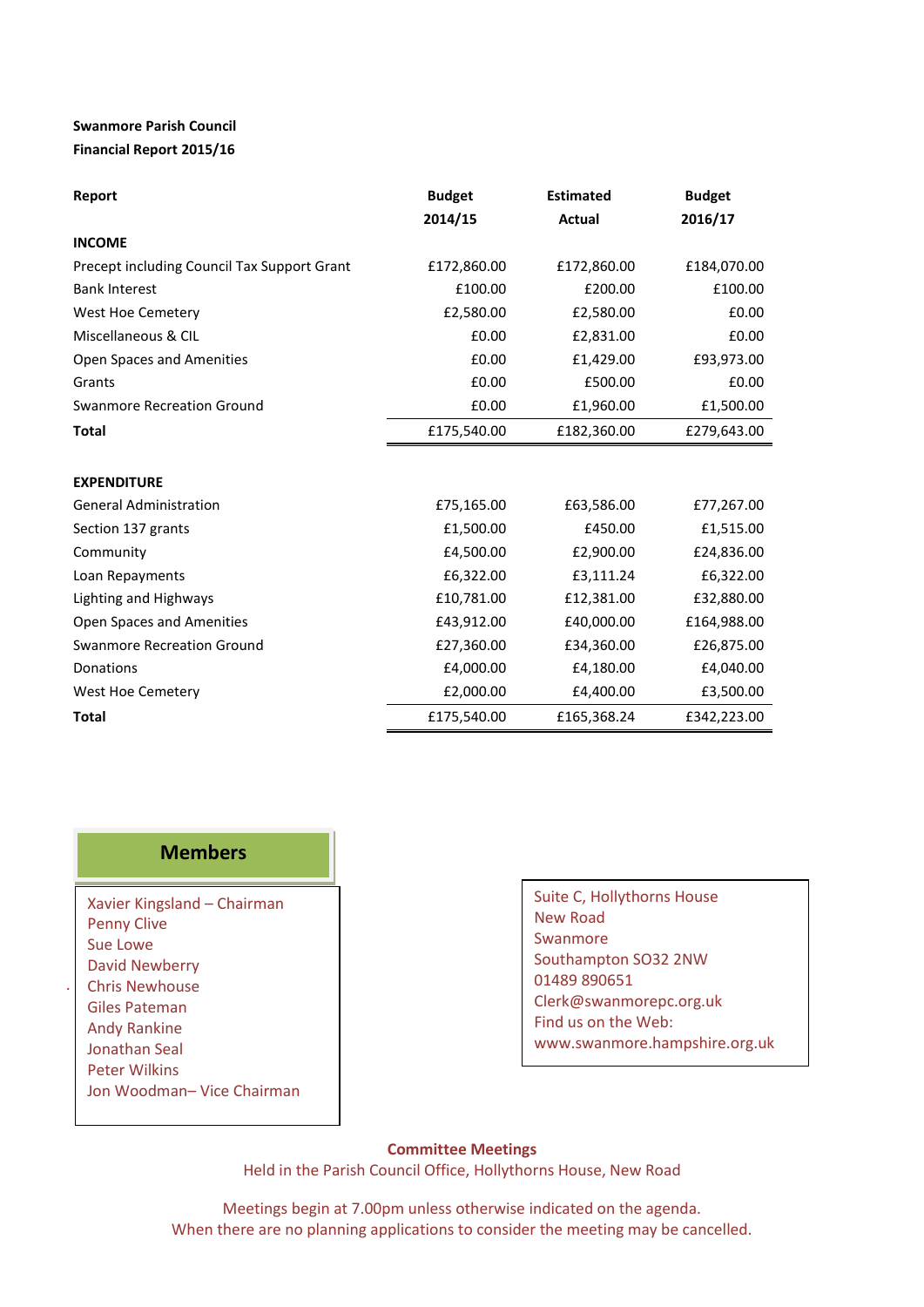**Swanmore Parish Council**

**Financial Report 2015/16**

| Report | Budget 2014/15 | Estimated Actual | Budget 2016/17 |
|---|---|---|---|
| **INCOME** | | | |
| Precept including Council Tax Support Grant | £172,860.00 | £172,860.00 | £184,070.00 |
| Bank Interest | £100.00 | £200.00 | £100.00 |
| West Hoe Cemetery | £2,580.00 | £2,580.00 | £0.00 |
| Miscellaneous & CIL | £0.00 | £2,831.00 | £0.00 |
| Open Spaces and Amenities | £0.00 | £1,429.00 | £93,973.00 |
| Grants | £0.00 | £500.00 | £0.00 |
| Swanmore Recreation Ground | £0.00 | £1,960.00 | £1,500.00 |
| **Total** | £175,540.00 | £182,360.00 | £279,643.00 |
| | | | |
| **EXPENDITURE** | | | |
| General Administration | £75,165.00 | £63,586.00 | £77,267.00 |
| Section 137 grants | £1,500.00 | £450.00 | £1,515.00 |
| Community | £4,500.00 | £2,900.00 | £24,836.00 |
| Loan Repayments | £6,322.00 | £3,111.24 | £6,322.00 |
| Lighting and Highways | £10,781.00 | £12,381.00 | £32,880.00 |
| Open Spaces and Amenities | £43,912.00 | £40,000.00 | £164,988.00 |
| Swanmore Recreation Ground | £27,360.00 | £34,360.00 | £26,875.00 |
| Donations | £4,000.00 | £4,180.00 | £4,040.00 |
| West Hoe Cemetery | £2,000.00 | £4,400.00 | £3,500.00 |
| **Total** | £175,540.00 | £165,368.24 | £342,223.00 |

## Members

Xavier Kingsland – Chairman
Penny Clive
Sue Lowe
David Newberry
Chris Newhouse
Giles Pateman
Andy Rankine
Jonathan Seal
Peter Wilkins
Jon Woodman– Vice Chairman

Suite C, Hollythorns House
New Road
Swanmore
Southampton SO32 2NW
01489 890651
Clerk@swanmorepc.org.uk
Find us on the Web:
www.swanmore.hampshire.org.uk

**Committee Meetings**

Held in the Parish Council Office, Hollythorns House, New Road

Meetings begin at 7.00pm unless otherwise indicated on the agenda.
When there are no planning applications to consider the meeting may be cancelled.